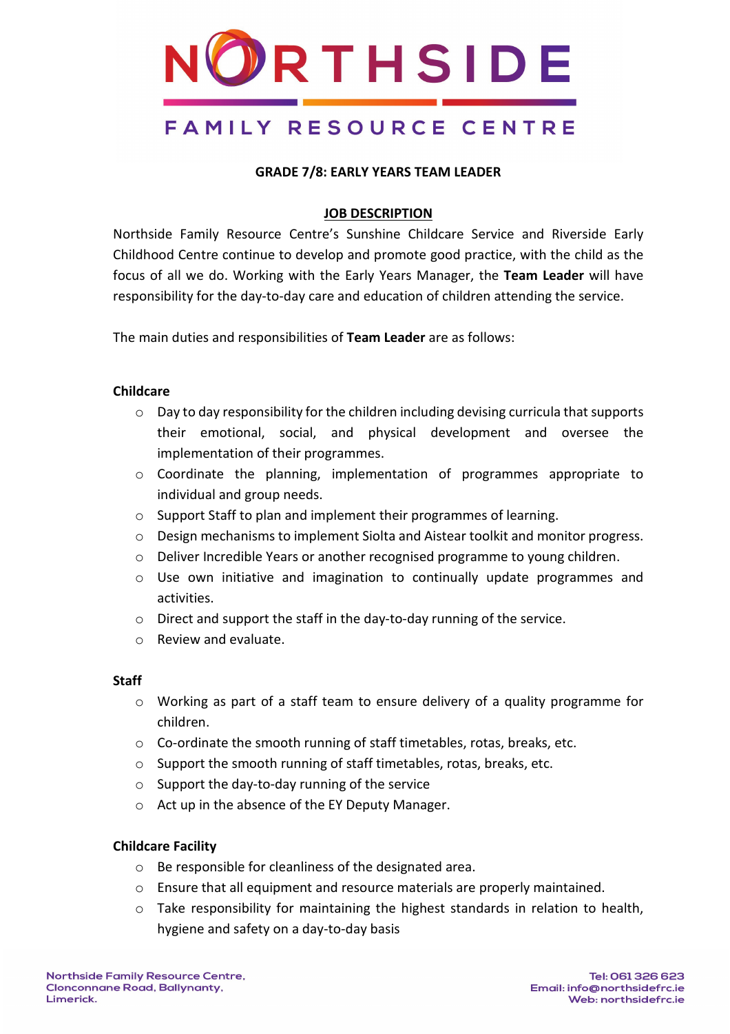# NORTHSIDE

## FAMILY RESOURCE CENTRE

**GRADE 7/8: EARLY YEARS TEAM LEADER**

**JOB DESCRIPTION**

Northside Family Resource Centre's Sunshine Childcare Service and Riverside Early Childhood Centre continue to develop and promote good practice, with the child as the focus of all we do. Working with the Early Years Manager, the **Team Leader** will have responsibility for the day-to-day care and education of children attending the service.

The main duties and responsibilities of **Team Leader** are as follows:

### Childcare

- Day to day responsibility for the children including devising curricula that supports their emotional, social, and physical development and oversee the implementation of their programmes.
- Coordinate the planning, implementation of programmes appropriate to individual and group needs.
- Support Staff to plan and implement their programmes of learning.
- Design mechanisms to implement Siolta and Aistear toolkit and monitor progress.
- Deliver Incredible Years or another recognised programme to young children.
- Use own initiative and imagination to continually update programmes and activities.
- Direct and support the staff in the day-to-day running of the service.
- Review and evaluate.

### Staff

- Working as part of a staff team to ensure delivery of a quality programme for children.
- Co-ordinate the smooth running of staff timetables, rotas, breaks, etc.
- Support the smooth running of staff timetables, rotas, breaks, etc.
- Support the day-to-day running of the service
- Act up in the absence of the EY Deputy Manager.

### Childcare Facility

- Be responsible for cleanliness of the designated area.
- Ensure that all equipment and resource materials are properly maintained.
- Take responsibility for maintaining the highest standards in relation to health, hygiene and safety on a day-to-day basis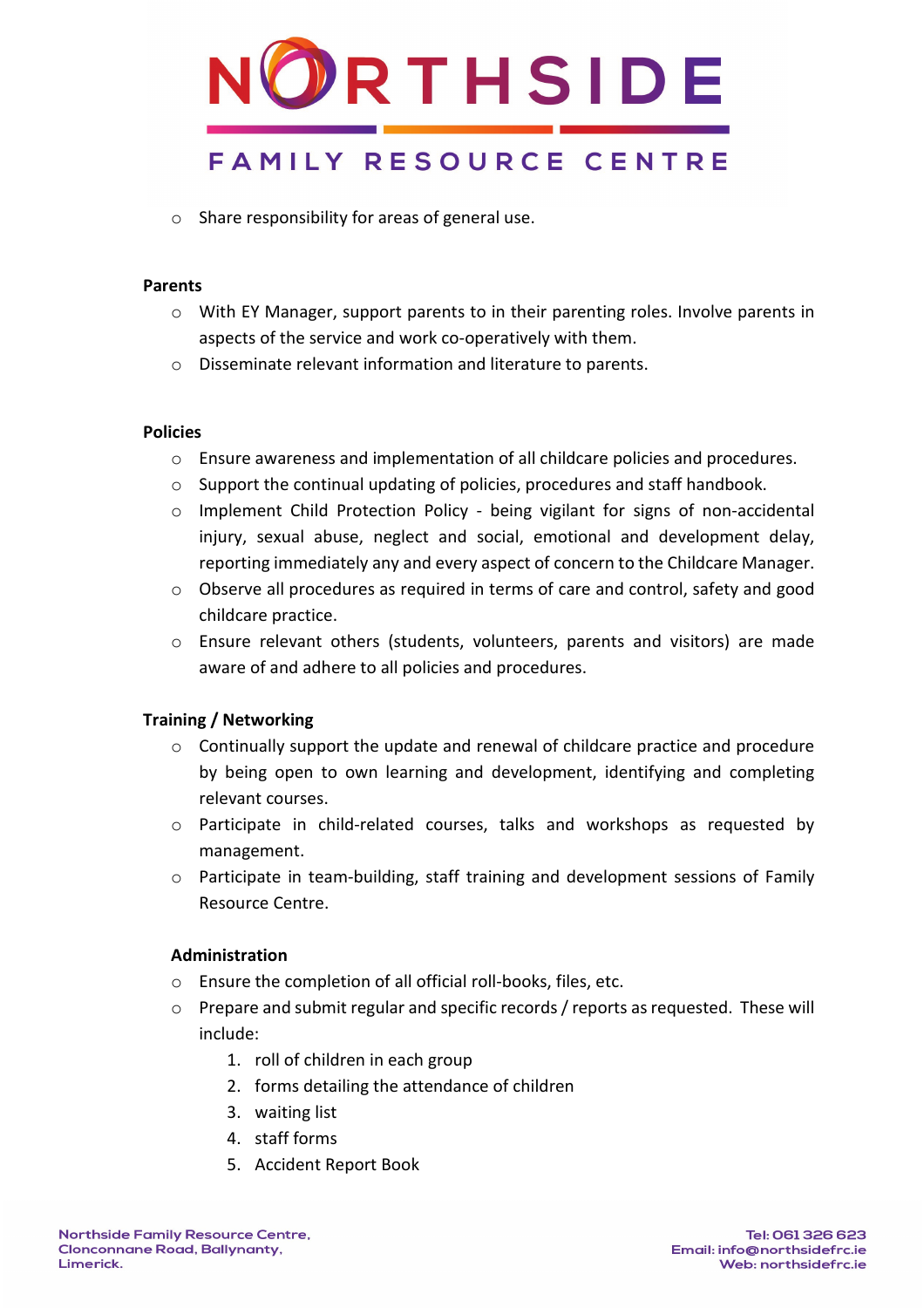- Share responsibility for areas of general use.

**Parents**

- With EY Manager, support parents to in their parenting roles. Involve parents in aspects of the service and work co-operatively with them.
- Disseminate relevant information and literature to parents.

**Policies**

- Ensure awareness and implementation of all childcare policies and procedures.
- Support the continual updating of policies, procedures and staff handbook.
- Implement Child Protection Policy - being vigilant for signs of non-accidental injury, sexual abuse, neglect and social, emotional and development delay, reporting immediately any and every aspect of concern to the Childcare Manager.
- Observe all procedures as required in terms of care and control, safety and good childcare practice.
- Ensure relevant others (students, volunteers, parents and visitors) are made aware of and adhere to all policies and procedures.

**Training / Networking**

- Continually support the update and renewal of childcare practice and procedure by being open to own learning and development, identifying and completing relevant courses.
- Participate in child-related courses, talks and workshops as requested by management.
- Participate in team-building, staff training and development sessions of Family Resource Centre.

**Administration**

- Ensure the completion of all official roll-books, files, etc.
- Prepare and submit regular and specific records / reports as requested. These will include:
    1. roll of children in each group
    2. forms detailing the attendance of children
    3. waiting list
    4. staff forms
    5. Accident Report Book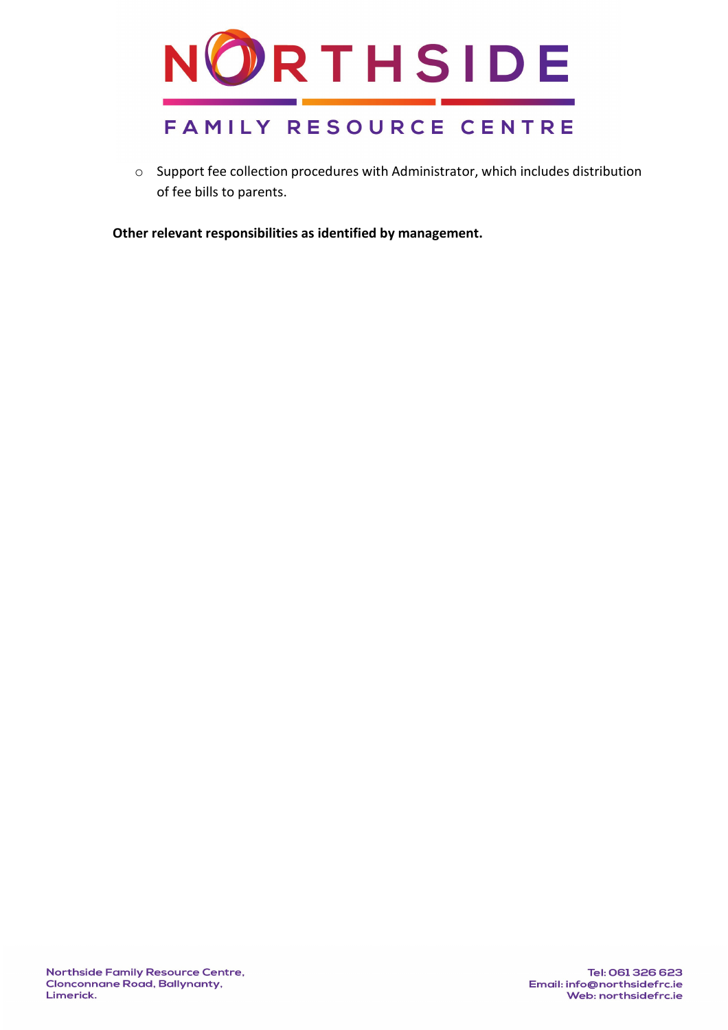- Support fee collection procedures with Administrator, which includes distribution of fee bills to parents.

**Other relevant responsibilities as identified by management.**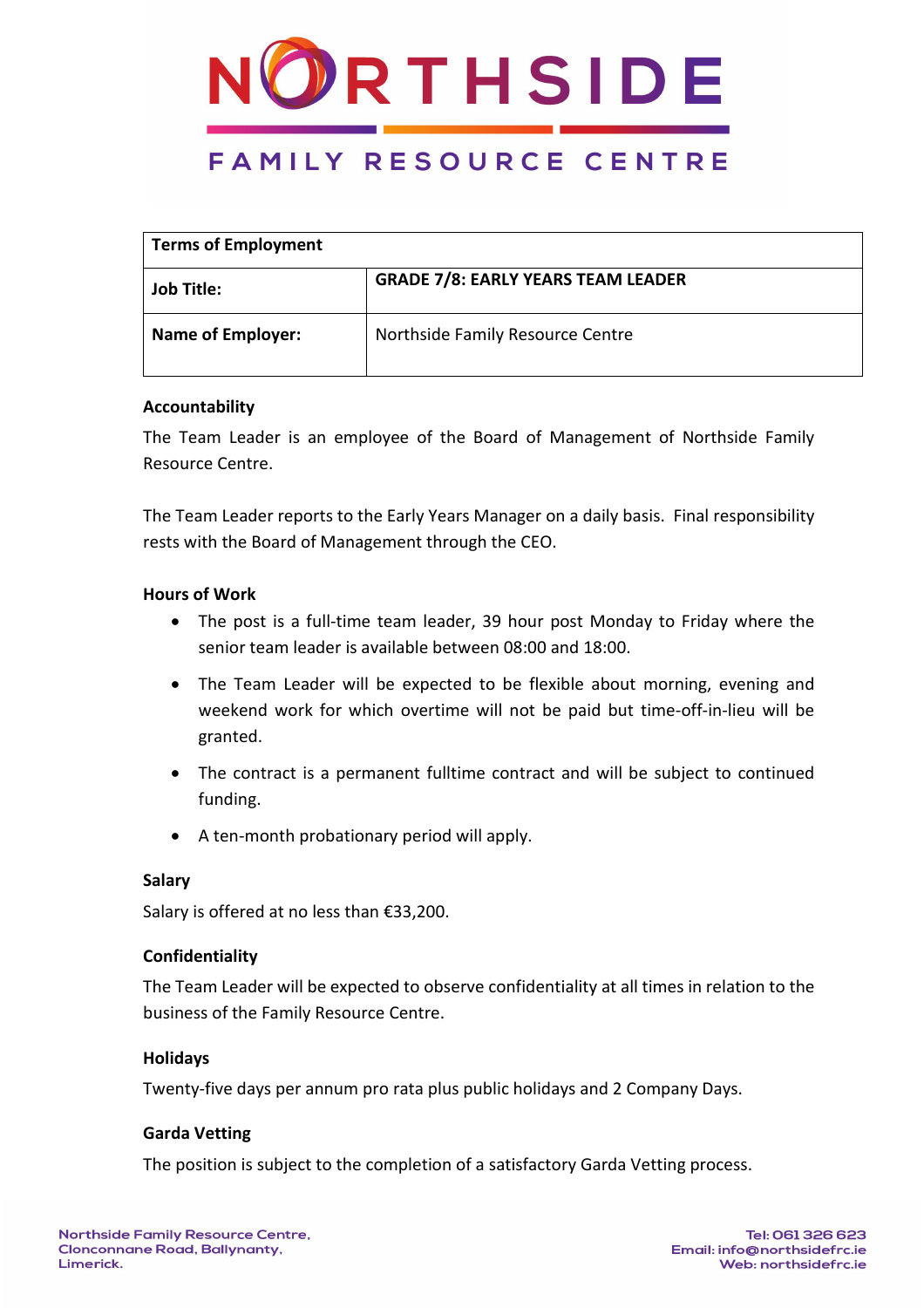| Terms of Employment | |
|---|---|
| **Job Title:** | **GRADE 7/8: EARLY YEARS TEAM LEADER** |
| **Name of Employer:** | Northside Family Resource Centre |

### Accountability

The Team Leader is an employee of the Board of Management of Northside Family Resource Centre.

The Team Leader reports to the Early Years Manager on a daily basis. Final responsibility rests with the Board of Management through the CEO.

### Hours of Work

- The post is a full-time team leader, 39 hour post Monday to Friday where the senior team leader is available between 08:00 and 18:00.
- The Team Leader will be expected to be flexible about morning, evening and weekend work for which overtime will not be paid but time-off-in-lieu will be granted.
- The contract is a permanent fulltime contract and will be subject to continued funding.
- A ten-month probationary period will apply.

### Salary

Salary is offered at no less than €33,200.

### Confidentiality

The Team Leader will be expected to observe confidentiality at all times in relation to the business of the Family Resource Centre.

### Holidays

Twenty-five days per annum pro rata plus public holidays and 2 Company Days.

### Garda Vetting

The position is subject to the completion of a satisfactory Garda Vetting process.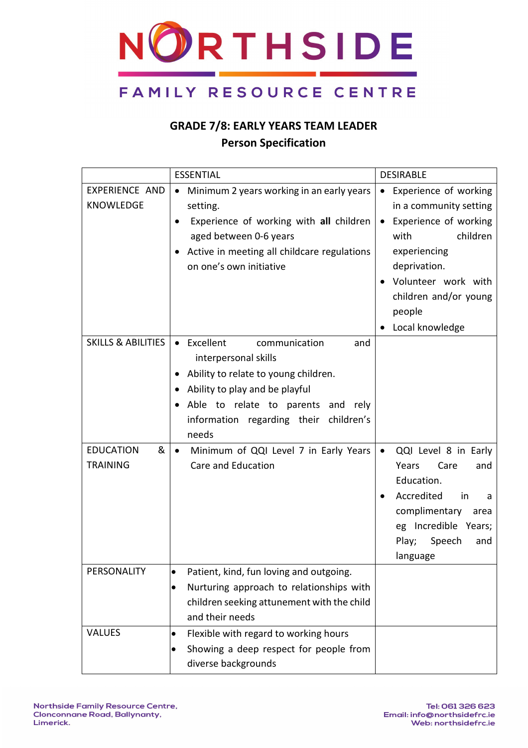# NORTHSIDE FAMILY RESOURCE CENTRE

## GRADE 7/8: EARLY YEARS TEAM LEADER

### Person Specification

| | ESSENTIAL | DESIRABLE |
|---|---|---|
| EXPERIENCE AND KNOWLEDGE | • Minimum 2 years working in an early years setting.<br>• Experience of working with **all** children aged between 0-6 years<br>• Active in meeting all childcare regulations on one's own initiative | • Experience of working in a community setting<br>• Experience of working with children experiencing deprivation.<br>• Volunteer work with children and/or young people<br>• Local knowledge |
| SKILLS & ABILITIES | • Excellent communication and interpersonal skills<br>• Ability to relate to young children.<br>• Ability to play and be playful<br>• Able to relate to parents and rely information regarding their children's needs | |
| EDUCATION & TRAINING | • Minimum of QQI Level 7 in Early Years Care and Education | • QQI Level 8 in Early Years Care and Education.<br>• Accredited in a complimentary area eg Incredible Years; Play; Speech and language |
| PERSONALITY | • Patient, kind, fun loving and outgoing.<br>• Nurturing approach to relationships with children seeking attunement with the child and their needs | |
| VALUES | • Flexible with regard to working hours<br>• Showing a deep respect for people from diverse backgrounds | |

Northside Family Resource Centre,
Clonconnane Road, Ballynanty,
Limerick.

Tel: 061 326 623
Email: info@northsidefrc.ie
Web: northsidefrc.ie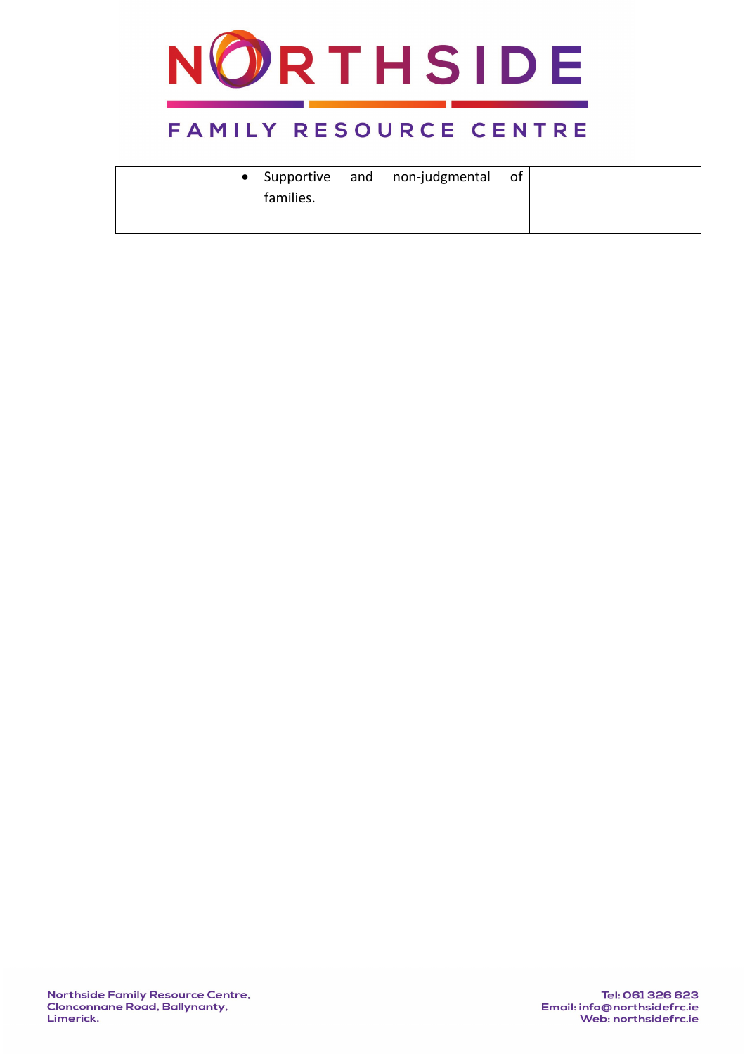| | | |
|---|---|---|
| | • Supportive and non-judgmental of families. | |